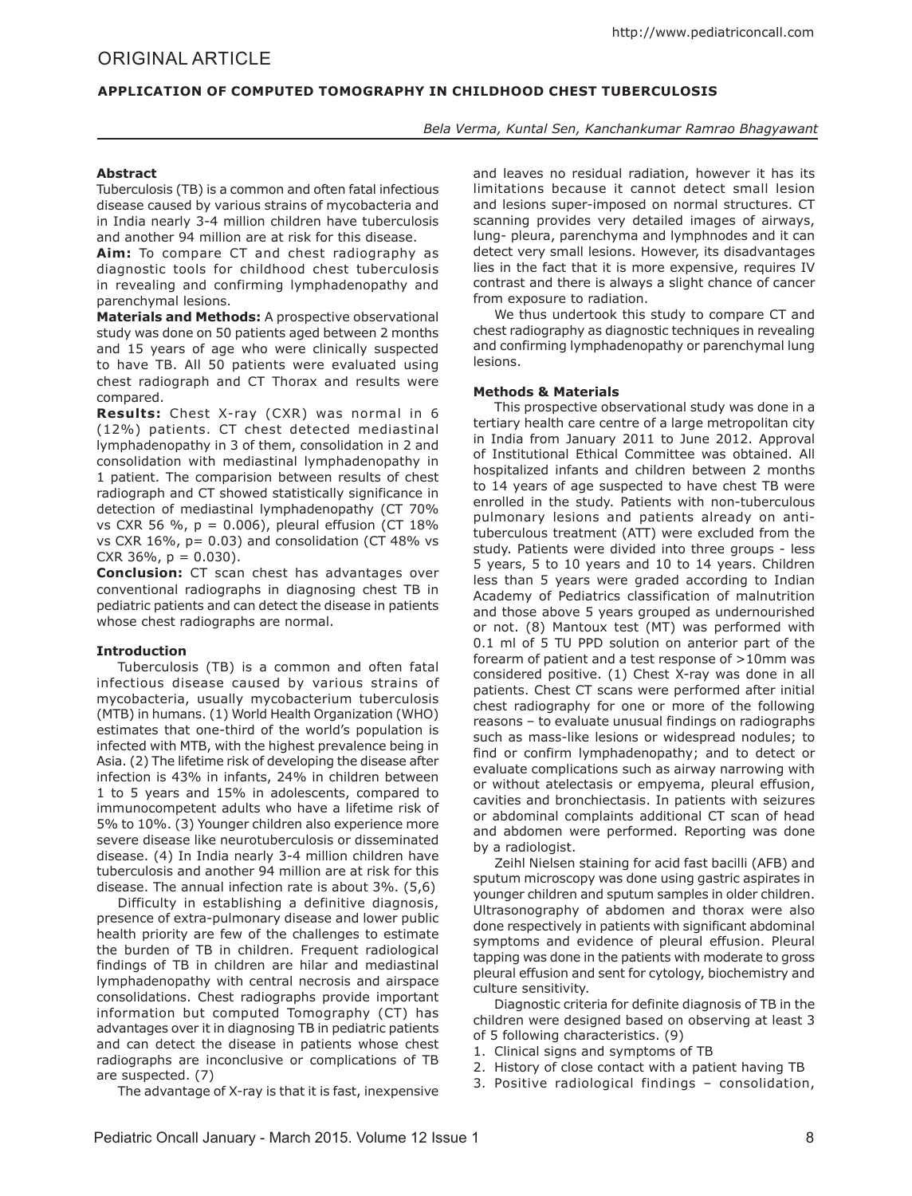ORIGINAL ARTICLE

# APPLICATION OF COMPUTED TOMOGRAPHY IN CHILDHOOD CHEST TUBERCULOSIS

*Bela Verma, Kuntal Sen, Kanchankumar Ramrao Bhagyawant*

## Abstract

Tuberculosis (TB) is a common and often fatal infectious disease caused by various strains of mycobacteria and in India nearly 3-4 million children have tuberculosis and another 94 million are at risk for this disease.

**Aim:** To compare CT and chest radiography as diagnostic tools for childhood chest tuberculosis in revealing and confirming lymphadenopathy and parenchymal lesions.

**Materials and Methods:** A prospective observational study was done on 50 patients aged between 2 months and 15 years of age who were clinically suspected to have TB. All 50 patients were evaluated using chest radiograph and CT Thorax and results were compared.

**Results:** Chest X-ray (CXR) was normal in 6 (12%) patients. CT chest detected mediastinal lymphadenopathy in 3 of them, consolidation in 2 and consolidation with mediastinal lymphadenopathy in 1 patient. The comparision between results of chest radiograph and CT showed statistically significance in detection of mediastinal lymphadenopathy (CT 70% vs CXR 56 %, $p = 0.006$), pleural effusion (CT 18% vs CXR 16%, $p= 0.03$) and consolidation (CT 48% vs CXR 36%, $p = 0.030$).

**Conclusion:** CT scan chest has advantages over conventional radiographs in diagnosing chest TB in pediatric patients and can detect the disease in patients whose chest radiographs are normal.

## Introduction

Tuberculosis (TB) is a common and often fatal infectious disease caused by various strains of mycobacteria, usually mycobacterium tuberculosis (MTB) in humans. (1) World Health Organization (WHO) estimates that one-third of the world's population is infected with MTB, with the highest prevalence being in Asia. (2) The lifetime risk of developing the disease after infection is 43% in infants, 24% in children between 1 to 5 years and 15% in adolescents, compared to immunocompetent adults who have a lifetime risk of 5% to 10%. (3) Younger children also experience more severe disease like neurotuberculosis or disseminated disease. (4) In India nearly 3-4 million children have tuberculosis and another 94 million are at risk for this disease. The annual infection rate is about 3%. (5,6)

Difficulty in establishing a definitive diagnosis, presence of extra-pulmonary disease and lower public health priority are few of the challenges to estimate the burden of TB in children. Frequent radiological findings of TB in children are hilar and mediastinal lymphadenopathy with central necrosis and airspace consolidations. Chest radiographs provide important information but computed Tomography (CT) has advantages over it in diagnosing TB in pediatric patients and can detect the disease in patients whose chest radiographs are inconclusive or complications of TB are suspected. (7)

The advantage of X-ray is that it is fast, inexpensive and leaves no residual radiation, however it has its limitations because it cannot detect small lesion and lesions super-imposed on normal structures. CT scanning provides very detailed images of airways, lung- pleura, parenchyma and lymphnodes and it can detect very small lesions. However, its disadvantages lies in the fact that it is more expensive, requires IV contrast and there is always a slight chance of cancer from exposure to radiation.

We thus undertook this study to compare CT and chest radiography as diagnostic techniques in revealing and confirming lymphadenopathy or parenchymal lung lesions.

## Methods & Materials

This prospective observational study was done in a tertiary health care centre of a large metropolitan city in India from January 2011 to June 2012. Approval of Institutional Ethical Committee was obtained. All hospitalized infants and children between 2 months to 14 years of age suspected to have chest TB were enrolled in the study. Patients with non-tuberculous pulmonary lesions and patients already on anti-tuberculous treatment (ATT) were excluded from the study. Patients were divided into three groups - less 5 years, 5 to 10 years and 10 to 14 years. Children less than 5 years were graded according to Indian Academy of Pediatrics classification of malnutrition and those above 5 years grouped as undernourished or not. (8) Mantoux test (MT) was performed with 0.1 ml of 5 TU PPD solution on anterior part of the forearm of patient and a test response of >10mm was considered positive. (1) Chest X-ray was done in all patients. Chest CT scans were performed after initial chest radiography for one or more of the following reasons – to evaluate unusual findings on radiographs such as mass-like lesions or widespread nodules; to find or confirm lymphadenopathy; and to detect or evaluate complications such as airway narrowing with or without atelectasis or empyema, pleural effusion, cavities and bronchiectasis. In patients with seizures or abdominal complaints additional CT scan of head and abdomen were performed. Reporting was done by a radiologist.

Zeihl Nielsen staining for acid fast bacilli (AFB) and sputum microscopy was done using gastric aspirates in younger children and sputum samples in older children. Ultrasonography of abdomen and thorax were also done respectively in patients with significant abdominal symptoms and evidence of pleural effusion. Pleural tapping was done in the patients with moderate to gross pleural effusion and sent for cytology, biochemistry and culture sensitivity.

Diagnostic criteria for definite diagnosis of TB in the children were designed based on observing at least 3 of 5 following characteristics. (9)

1. Clinical signs and symptoms of TB
2. History of close contact with a patient having TB
3. Positive radiological findings – consolidation,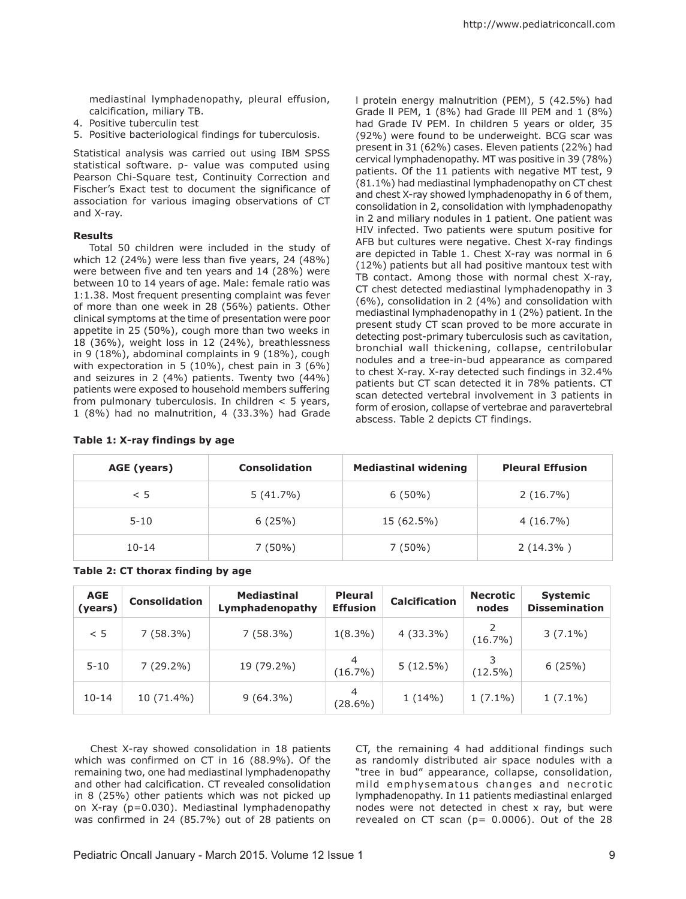mediastinal lymphadenopathy, pleural effusion, calcification, miliary TB.

4. Positive tuberculin test
5. Positive bacteriological findings for tuberculosis.

Statistical analysis was carried out using IBM SPSS statistical software. p- value was computed using Pearson Chi-Square test, Continuity Correction and Fischer's Exact test to document the significance of association for various imaging observations of CT and X-ray.

**Results**

Total 50 children were included in the study of which 12 (24%) were less than five years, 24 (48%) were between five and ten years and 14 (28%) were between 10 to 14 years of age. Male: female ratio was 1:1.38. Most frequent presenting complaint was fever of more than one week in 28 (56%) patients. Other clinical symptoms at the time of presentation were poor appetite in 25 (50%), cough more than two weeks in 18 (36%), weight loss in 12 (24%), breathlessness in 9 (18%), abdominal complaints in 9 (18%), cough with expectoration in 5 (10%), chest pain in 3 (6%) and seizures in 2 (4%) patients. Twenty two (44%) patients were exposed to household members suffering from pulmonary tuberculosis. In children < 5 years, 1 (8%) had no malnutrition, 4 (33.3%) had Grade l protein energy malnutrition (PEM), 5 (42.5%) had Grade ll PEM, 1 (8%) had Grade lll PEM and 1 (8%) had Grade IV PEM. In children 5 years or older, 35 (92%) were found to be underweight. BCG scar was present in 31 (62%) cases. Eleven patients (22%) had cervical lymphadenopathy. MT was positive in 39 (78%) patients. Of the 11 patients with negative MT test, 9 (81.1%) had mediastinal lymphadenopathy on CT chest and chest X-ray showed lymphadenopathy in 6 of them, consolidation in 2, consolidation with lymphadenopathy in 2 and miliary nodules in 1 patient. One patient was HIV infected. Two patients were sputum positive for AFB but cultures were negative. Chest X-ray findings are depicted in Table 1. Chest X-ray was normal in 6 (12%) patients but all had positive mantoux test with TB contact. Among those with normal chest X-ray, CT chest detected mediastinal lymphadenopathy in 3 (6%), consolidation in 2 (4%) and consolidation with mediastinal lymphadenopathy in 1 (2%) patient. In the present study CT scan proved to be more accurate in detecting post-primary tuberculosis such as cavitation, bronchial wall thickening, collapse, centrilobular nodules and a tree-in-bud appearance as compared to chest X-ray. X-ray detected such findings in 32.4% patients but CT scan detected it in 78% patients. CT scan detected vertebral involvement in 3 patients in form of erosion, collapse of vertebrae and paravertebral abscess. Table 2 depicts CT findings.

**Table 1: X-ray findings by age**

| AGE (years) | Consolidation | Mediastinal widening | Pleural Effusion |
|---|---|---|---|
| < 5 | 5 (41.7%) | 6 (50%) | 2 (16.7%) |
| 5-10 | 6 (25%) | 15 (62.5%) | 4 (16.7%) |
| 10-14 | 7 (50%) | 7 (50%) | 2 (14.3% ) |

**Table 2: CT thorax finding by age**

| AGE (years) | Consolidation | Mediastinal Lymphadenopathy | Pleural Effusion | Calcification | Necrotic nodes | Systemic Dissemination |
|---|---|---|---|---|---|---|
| < 5 | 7 (58.3%) | 7 (58.3%) | 1(8.3%) | 4 (33.3%) | 2 (16.7%) | 3 (7.1%) |
| 5-10 | 7 (29.2%) | 19 (79.2%) | 4 (16.7%) | 5 (12.5%) | 3 (12.5%) | 6 (25%) |
| 10-14 | 10 (71.4%) | 9 (64.3%) | 4 (28.6%) | 1 (14%) | 1 (7.1%) | 1 (7.1%) |

Chest X-ray showed consolidation in 18 patients which was confirmed on CT in 16 (88.9%). Of the remaining two, one had mediastinal lymphadenopathy and other had calcification. CT revealed consolidation in 8 (25%) other patients which was not picked up on X-ray (p=0.030). Mediastinal lymphadenopathy was confirmed in 24 (85.7%) out of 28 patients on CT, the remaining 4 had additional findings such as randomly distributed air space nodules with a "tree in bud" appearance, collapse, consolidation, mild emphysematous changes and necrotic lymphadenopathy. In 11 patients mediastinal enlarged nodes were not detected in chest x ray, but were revealed on CT scan (p= 0.0006). Out of the 28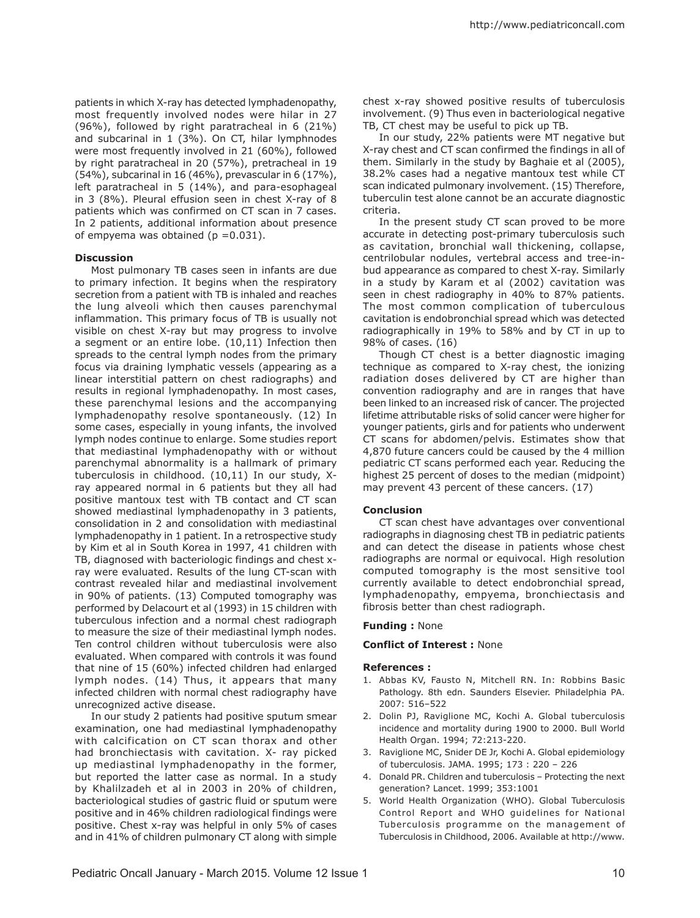patients in which X-ray has detected lymphadenopathy, most frequently involved nodes were hilar in 27 (96%), followed by right paratracheal in 6 (21%) and subcarinal in 1 (3%). On CT, hilar lymphnodes were most frequently involved in 21 (60%), followed by right paratracheal in 20 (57%), pretracheal in 19 (54%), subcarinal in 16 (46%), prevascular in 6 (17%), left paratracheal in 5 (14%), and para-esophageal in 3 (8%). Pleural effusion seen in chest X-ray of 8 patients which was confirmed on CT scan in 7 cases. In 2 patients, additional information about presence of empyema was obtained ($p = 0.031$).

**Discussion**

Most pulmonary TB cases seen in infants are due to primary infection. It begins when the respiratory secretion from a patient with TB is inhaled and reaches the lung alveoli which then causes parenchymal inflammation. This primary focus of TB is usually not visible on chest X-ray but may progress to involve a segment or an entire lobe. (10,11) Infection then spreads to the central lymph nodes from the primary focus via draining lymphatic vessels (appearing as a linear interstitial pattern on chest radiographs) and results in regional lymphadenopathy. In most cases, these parenchymal lesions and the accompanying lymphadenopathy resolve spontaneously. (12) In some cases, especially in young infants, the involved lymph nodes continue to enlarge. Some studies report that mediastinal lymphadenopathy with or without parenchymal abnormality is a hallmark of primary tuberculosis in childhood. (10,11) In our study, X-ray appeared normal in 6 patients but they all had positive mantoux test with TB contact and CT scan showed mediastinal lymphadenopathy in 3 patients, consolidation in 2 and consolidation with mediastinal lymphadenopathy in 1 patient. In a retrospective study by Kim et al in South Korea in 1997, 41 children with TB, diagnosed with bacteriologic findings and chest x-ray were evaluated. Results of the lung CT-scan with contrast revealed hilar and mediastinal involvement in 90% of patients. (13) Computed tomography was performed by Delacourt et al (1993) in 15 children with tuberculous infection and a normal chest radiograph to measure the size of their mediastinal lymph nodes. Ten control children without tuberculosis were also evaluated. When compared with controls it was found that nine of 15 (60%) infected children had enlarged lymph nodes. (14) Thus, it appears that many infected children with normal chest radiography have unrecognized active disease.

In our study 2 patients had positive sputum smear examination, one had mediastinal lymphadenopathy with calcification on CT scan thorax and other had bronchiectasis with cavitation. X- ray picked up mediastinal lymphadenopathy in the former, but reported the latter case as normal. In a study by Khalilzadeh et al in 2003 in 20% of children, bacteriological studies of gastric fluid or sputum were positive and in 46% children radiological findings were positive. Chest x-ray was helpful in only 5% of cases and in 41% of children pulmonary CT along with simple chest x-ray showed positive results of tuberculosis involvement. (9) Thus even in bacteriological negative TB, CT chest may be useful to pick up TB.

In our study, 22% patients were MT negative but X-ray chest and CT scan confirmed the findings in all of them. Similarly in the study by Baghaie et al (2005), 38.2% cases had a negative mantoux test while CT scan indicated pulmonary involvement. (15) Therefore, tuberculin test alone cannot be an accurate diagnostic criteria.

In the present study CT scan proved to be more accurate in detecting post-primary tuberculosis such as cavitation, bronchial wall thickening, collapse, centrilobular nodules, vertebral access and tree-in-bud appearance as compared to chest X-ray. Similarly in a study by Karam et al (2002) cavitation was seen in chest radiography in 40% to 87% patients. The most common complication of tuberculous cavitation is endobronchial spread which was detected radiographically in 19% to 58% and by CT in up to 98% of cases. (16)

Though CT chest is a better diagnostic imaging technique as compared to X-ray chest, the ionizing radiation doses delivered by CT are higher than convention radiography and are in ranges that have been linked to an increased risk of cancer. The projected lifetime attributable risks of solid cancer were higher for younger patients, girls and for patients who underwent CT scans for abdomen/pelvis. Estimates show that 4,870 future cancers could be caused by the 4 million pediatric CT scans performed each year. Reducing the highest 25 percent of doses to the median (midpoint) may prevent 43 percent of these cancers. (17)

**Conclusion**

CT scan chest have advantages over conventional radiographs in diagnosing chest TB in pediatric patients and can detect the disease in patients whose chest radiographs are normal or equivocal. High resolution computed tomography is the most sensitive tool currently available to detect endobronchial spread, lymphadenopathy, empyema, bronchiectasis and fibrosis better than chest radiograph.

**Funding :** None

**Conflict of Interest :** None

**References :**

1. Abbas KV, Fausto N, Mitchell RN. In: Robbins Basic Pathology. 8th edn. Saunders Elsevier. Philadelphia PA. 2007: 516–522
2. Dolin PJ, Raviglione MC, Kochi A. Global tuberculosis incidence and mortality during 1900 to 2000. Bull World Health Organ. 1994; 72:213-220.
3. Raviglione MC, Snider DE Jr, Kochi A. Global epidemiology of tuberculosis. JAMA. 1995; 173 : 220 – 226
4. Donald PR. Children and tuberculosis – Protecting the next generation? Lancet. 1999; 353:1001
5. World Health Organization (WHO). Global Tuberculosis Control Report and WHO guidelines for National Tuberculosis programme on the management of Tuberculosis in Childhood, 2006. Available at http://www.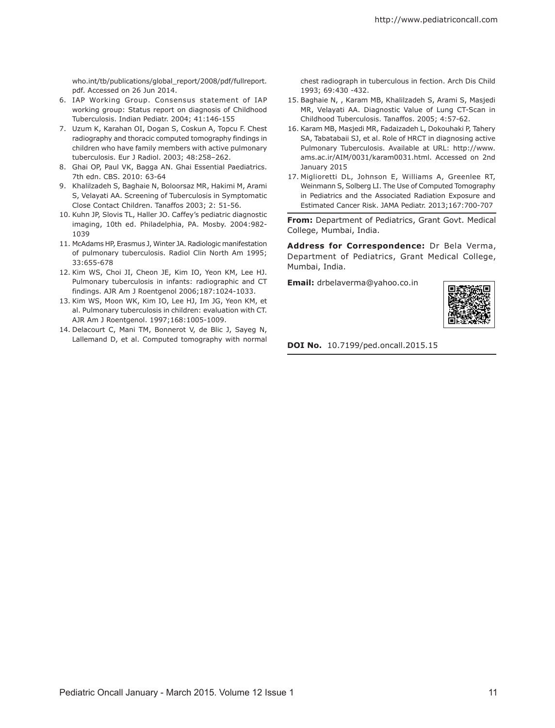who.int/tb/publications/global_report/2008/pdf/fullreport.pdf. Accessed on 26 Jun 2014.

6. IAP Working Group. Consensus statement of IAP working group: Status report on diagnosis of Childhood Tuberculosis. Indian Pediatr. 2004; 41:146-155
7. Uzum K, Karahan OI, Dogan S, Coskun A, Topcu F. Chest radiography and thoracic computed tomography findings in children who have family members with active pulmonary tuberculosis. Eur J Radiol. 2003; 48:258–262.
8. Ghai OP, Paul VK, Bagga AN. Ghai Essential Paediatrics. 7th edn. CBS. 2010: 63-64
9. Khalilzadeh S, Baghaie N, Boloorsaz MR, Hakimi M, Arami S, Velayati AA. Screening of Tuberculosis in Symptomatic Close Contact Children. Tanaffos 2003; 2: 51-56.
10. Kuhn JP, Slovis TL, Haller JO. Caffey's pediatric diagnostic imaging, 10th ed. Philadelphia, PA. Mosby. 2004:982-1039
11. McAdams HP, Erasmus J, Winter JA. Radiologic manifestation of pulmonary tuberculosis. Radiol Clin North Am 1995; 33:655-678
12. Kim WS, Choi JI, Cheon JE, Kim IO, Yeon KM, Lee HJ. Pulmonary tuberculosis in infants: radiographic and CT findings. AJR Am J Roentgenol 2006;187:1024-1033.
13. Kim WS, Moon WK, Kim IO, Lee HJ, Im JG, Yeon KM, et al. Pulmonary tuberculosis in children: evaluation with CT. AJR Am J Roentgenol. 1997;168:1005-1009.
14. Delacourt C, Mani TM, Bonnerot V, de Blic J, Sayeg N, Lallemand D, et al. Computed tomography with normal chest radiograph in tuberculous in fection. Arch Dis Child 1993; 69:430 -432.
15. Baghaie N, , Karam MB, Khalilzadeh S, Arami S, Masjedi MR, Velayati AA. Diagnostic Value of Lung CT-Scan in Childhood Tuberculosis. Tanaffos. 2005; 4:57-62.
16. Karam MB, Masjedi MR, Fadaizadeh L, Dokouhaki P, Tahery SA, Tabatabaii SJ, et al. Role of HRCT in diagnosing active Pulmonary Tuberculosis. Available at URL: http://www.ams.ac.ir/AIM/0031/karam0031.html. Accessed on 2nd January 2015
17. Miglioretti DL, Johnson E, Williams A, Greenlee RT, Weinmann S, Solberg LI. The Use of Computed Tomography in Pediatrics and the Associated Radiation Exposure and Estimated Cancer Risk. JAMA Pediatr. 2013;167:700-707

**From:** Department of Pediatrics, Grant Govt. Medical College, Mumbai, India.

**Address for Correspondence:** Dr Bela Verma, Department of Pediatrics, Grant Medical College, Mumbai, India.

**Email:** drbelaverma@yahoo.co.in

**DOI No.** 10.7199/ped.oncall.2015.15